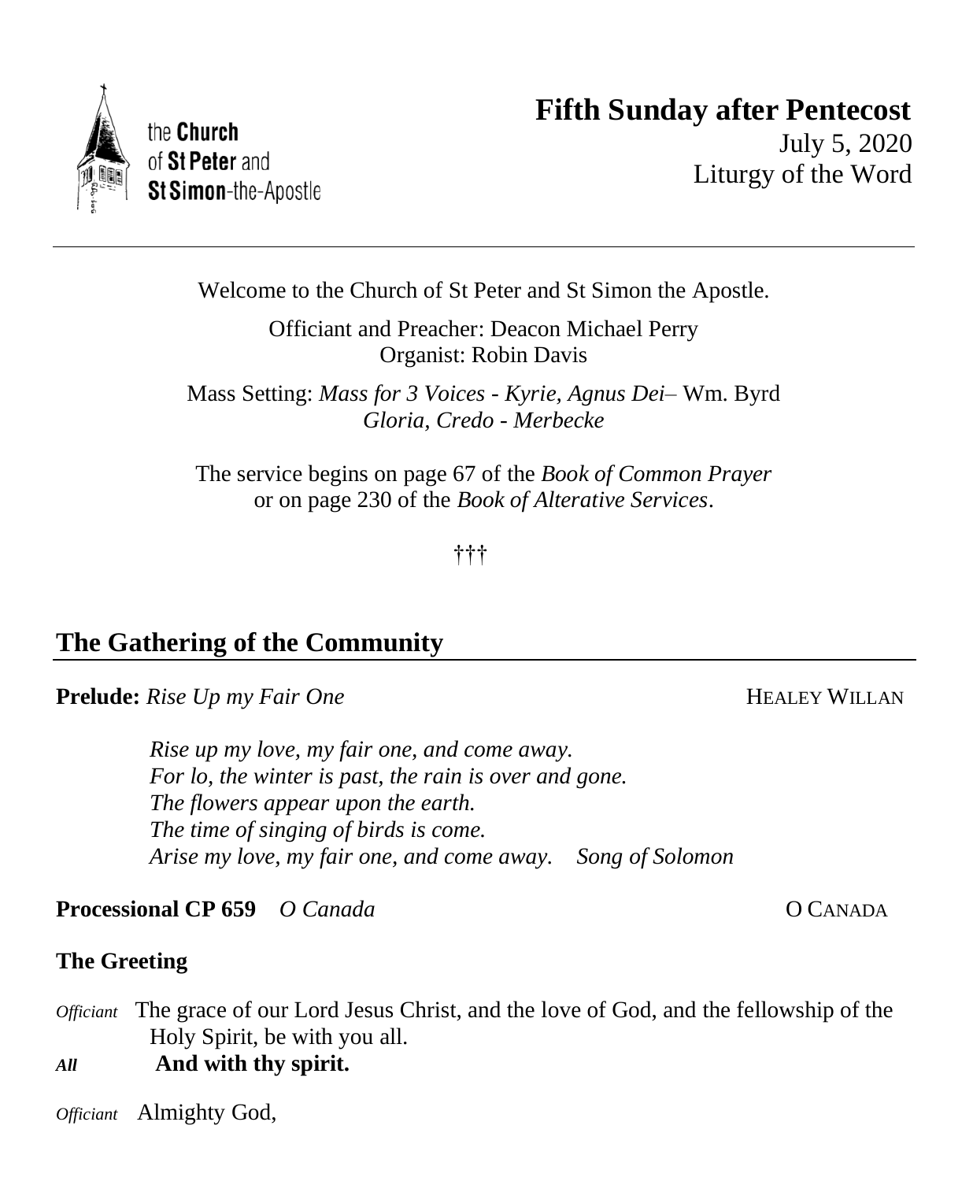the **Church** of **St Peter** and **St Simon**-the-Apostle

# Fifth Sunday after Pentecost

July 5, 2020
Liturgy of the Word

---

Welcome to the Church of St Peter and St Simon the Apostle.

Officiant and Preacher: Deacon Michael Perry
Organist: Robin Davis

Mass Setting: *Mass for 3 Voices - Kyrie, Agnus Dei*– Wm. Byrd
*Gloria, Credo - Merbecke*

The service begins on page 67 of the *Book of Common Prayer*
or on page 230 of the *Book of Alterative Services*.

†††

## The Gathering of the Community

**Prelude:** *Rise Up my Fair One* HEALEY WILLAN

> *Rise up my love, my fair one, and come away.*
> *For lo, the winter is past, the rain is over and gone.*
> *The flowers appear upon the earth.*
> *The time of singing of birds is come.*
> *Arise my love, my fair one, and come away.* *Song of Solomon*

**Processional CP 659** *O Canada* O CANADA

**The Greeting**

*Officiant* The grace of our Lord Jesus Christ, and the love of God, and the fellowship of the Holy Spirit, be with you all.

***All*** **And with thy spirit.**

*Officiant* Almighty God,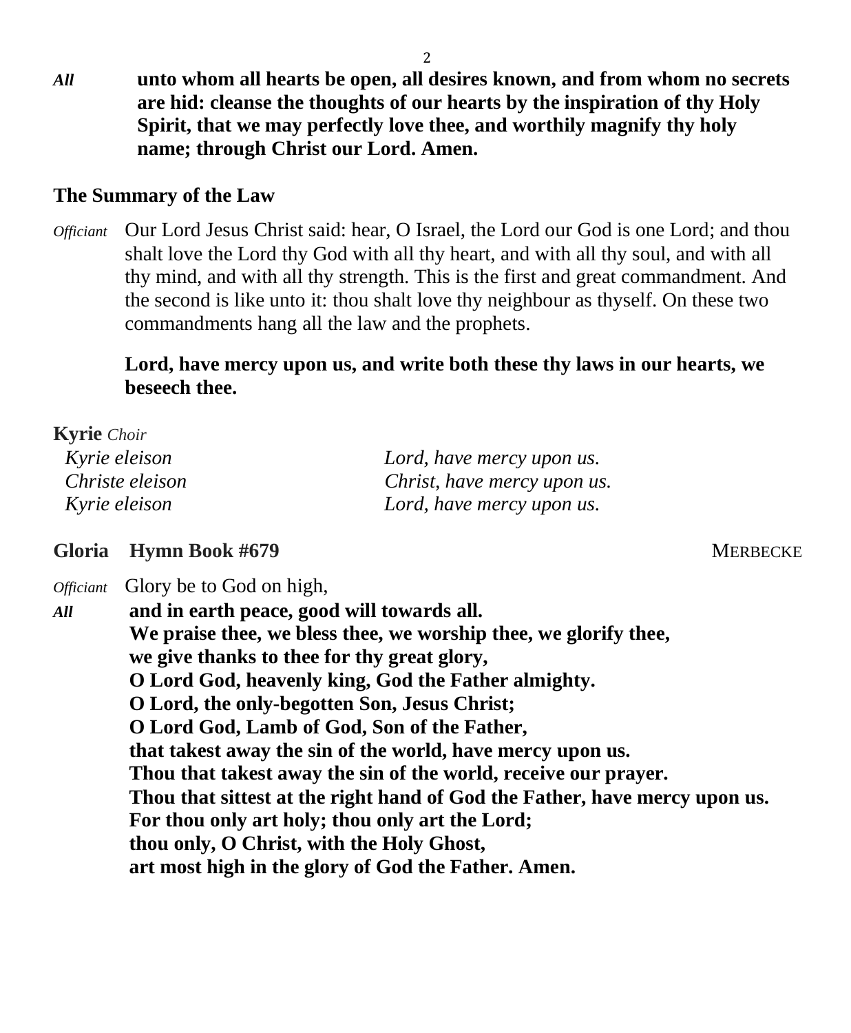*All* **unto whom all hearts be open, all desires known, and from whom no secrets are hid: cleanse the thoughts of our hearts by the inspiration of thy Holy Spirit, that we may perfectly love thee, and worthily magnify thy holy name; through Christ our Lord. Amen.**

## The Summary of the Law

*Officiant* Our Lord Jesus Christ said: hear, O Israel, the Lord our God is one Lord; and thou shalt love the Lord thy God with all thy heart, and with all thy soul, and with all thy mind, and with all thy strength. This is the first and great commandment. And the second is like unto it: thou shalt love thy neighbour as thyself. On these two commandments hang all the law and the prophets.

**Lord, have mercy upon us, and write both these thy laws in our hearts, we beseech thee.**

## Kyrie *Choir*

| | |
|---|---|
| *Kyrie eleison* | *Lord, have mercy upon us.* |
| *Christe eleison* | *Christ, have mercy upon us.* |
| *Kyrie eleison* | *Lord, have mercy upon us.* |

## Gloria Hymn Book #679 MERBECKE

*Officiant* Glory be to God on high,

*All* **and in earth peace, good will towards all.
We praise thee, we bless thee, we worship thee, we glorify thee,
we give thanks to thee for thy great glory,
O Lord God, heavenly king, God the Father almighty.
O Lord, the only-begotten Son, Jesus Christ;
O Lord God, Lamb of God, Son of the Father,
that takest away the sin of the world, have mercy upon us.
Thou that takest away the sin of the world, receive our prayer.
Thou that sittest at the right hand of God the Father, have mercy upon us.
For thou only art holy; thou only art the Lord;
thou only, O Christ, with the Holy Ghost,
art most high in the glory of God the Father. Amen.**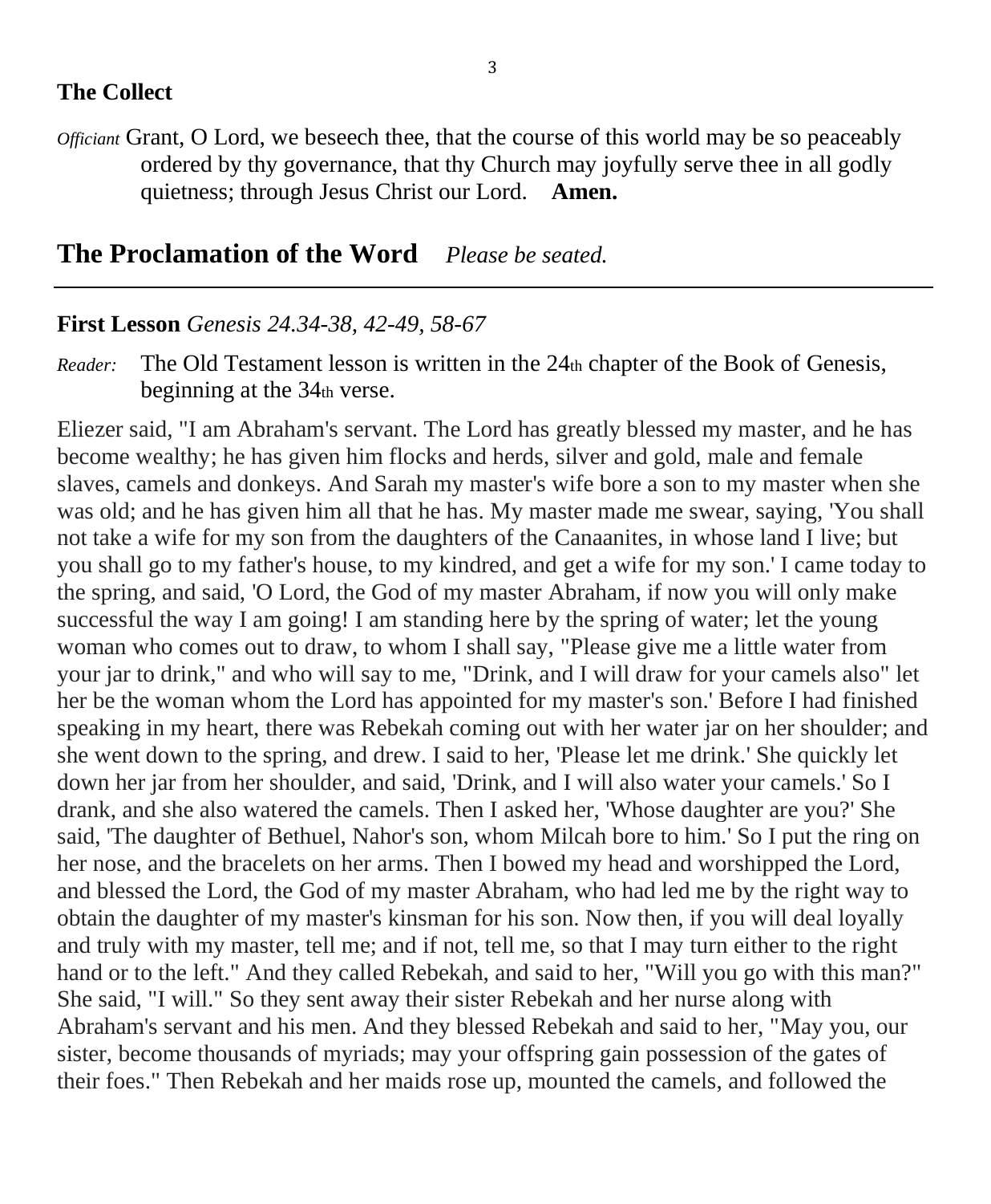### The Collect

*Officiant* Grant, O Lord, we beseech thee, that the course of this world may be so peaceably ordered by thy governance, that thy Church may joyfully serve thee in all godly quietness; through Jesus Christ our Lord. **Amen.**

## The Proclamation of the Word *Please be seated.*

---

**First Lesson** *Genesis 24.34-38, 42-49, 58-67*

*Reader:* The Old Testament lesson is written in the 24th chapter of the Book of Genesis, beginning at the 34th verse.

Eliezer said, "I am Abraham's servant. The Lord has greatly blessed my master, and he has become wealthy; he has given him flocks and herds, silver and gold, male and female slaves, camels and donkeys. And Sarah my master's wife bore a son to my master when she was old; and he has given him all that he has. My master made me swear, saying, 'You shall not take a wife for my son from the daughters of the Canaanites, in whose land I live; but you shall go to my father's house, to my kindred, and get a wife for my son.' I came today to the spring, and said, 'O Lord, the God of my master Abraham, if now you will only make successful the way I am going! I am standing here by the spring of water; let the young woman who comes out to draw, to whom I shall say, "Please give me a little water from your jar to drink," and who will say to me, "Drink, and I will draw for your camels also" let her be the woman whom the Lord has appointed for my master's son.' Before I had finished speaking in my heart, there was Rebekah coming out with her water jar on her shoulder; and she went down to the spring, and drew. I said to her, 'Please let me drink.' She quickly let down her jar from her shoulder, and said, 'Drink, and I will also water your camels.' So I drank, and she also watered the camels. Then I asked her, 'Whose daughter are you?' She said, 'The daughter of Bethuel, Nahor's son, whom Milcah bore to him.' So I put the ring on her nose, and the bracelets on her arms. Then I bowed my head and worshipped the Lord, and blessed the Lord, the God of my master Abraham, who had led me by the right way to obtain the daughter of my master's kinsman for his son. Now then, if you will deal loyally and truly with my master, tell me; and if not, tell me, so that I may turn either to the right hand or to the left." And they called Rebekah, and said to her, "Will you go with this man?" She said, "I will." So they sent away their sister Rebekah and her nurse along with Abraham's servant and his men. And they blessed Rebekah and said to her, "May you, our sister, become thousands of myriads; may your offspring gain possession of the gates of their foes." Then Rebekah and her maids rose up, mounted the camels, and followed the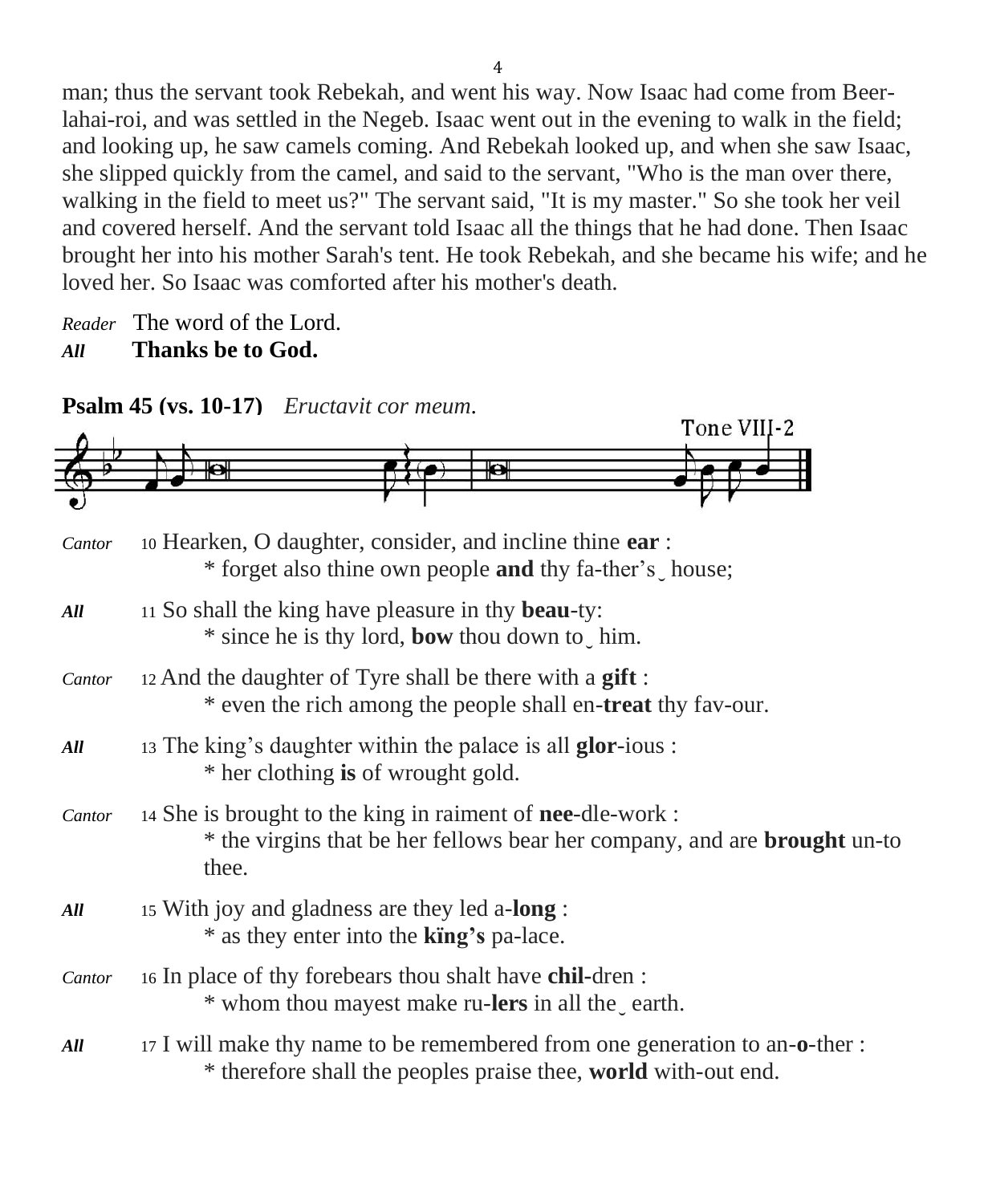man; thus the servant took Rebekah, and went his way. Now Isaac had come from Beer-lahai-roi, and was settled in the Negeb. Isaac went out in the evening to walk in the field; and looking up, he saw camels coming. And Rebekah looked up, and when she saw Isaac, she slipped quickly from the camel, and said to the servant, "Who is the man over there, walking in the field to meet us?" The servant said, "It is my master." So she took her veil and covered herself. And the servant told Isaac all the things that he had done. Then Isaac brought her into his mother Sarah's tent. He took Rebekah, and she became his wife; and he loved her. So Isaac was comforted after his mother's death.

*Reader* The word of the Lord.
***All*** **Thanks be to God.**

**Psalm 45 (vs. 10-17)** *Eructavit cor meum.*

Tone VIII-2

*Cantor* 10 Hearken, O daughter, consider, and incline thine **ear** :
 * forget also thine own people **and** thy fa-ther's‿house;

***All*** 11 So shall the king have pleasure in thy **beau**-ty:
 * since he is thy lord, **bow** thou down to‿him.

*Cantor* 12 And the daughter of Tyre shall be there with a **gift** :
 * even the rich among the people shall en-**treat** thy fav-our.

***All*** 13 The king's daughter within the palace is all **glor**-ious :
 * her clothing **is** of wrought gold.

*Cantor* 14 She is brought to the king in raiment of **nee**-dle-work :
 * the virgins that be her fellows bear her company, and are **brought** un-to thee.

***All*** 15 With joy and gladness are they led a-**long** :
 * as they enter into the **kïng's** pa-lace.

*Cantor* 16 In place of thy forebears thou shalt have **chil**-dren :
 * whom thou mayest make ru-**lers** in all the‿earth.

***All*** 17 I will make thy name to be remembered from one generation to an-**o**-ther :
 * therefore shall the peoples praise thee, **world** with-out end.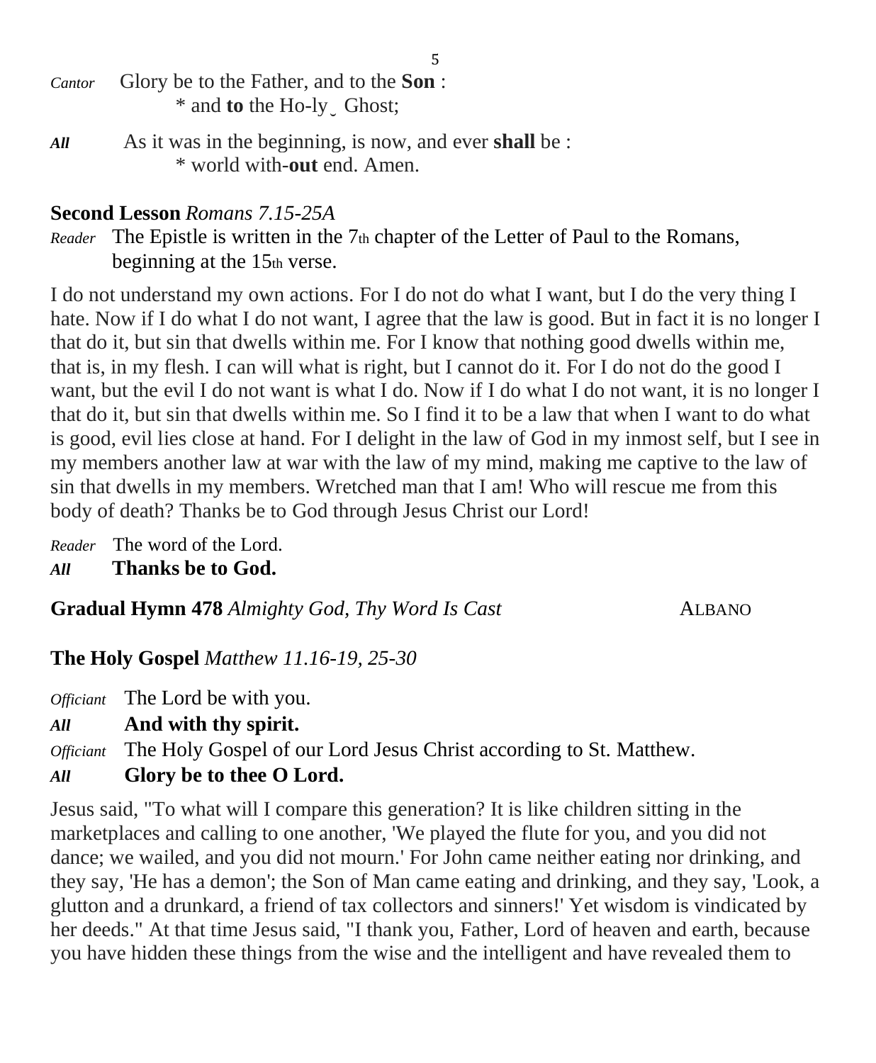*Cantor* Glory be to the Father, and to the **Son** :
\* and **to** the Ho-ly‿ Ghost;

***All*** As it was in the beginning, is now, and ever **shall** be :
\* world with-**out** end. Amen.

**Second Lesson** *Romans 7.15-25A*

*Reader* The Epistle is written in the 7th chapter of the Letter of Paul to the Romans, beginning at the 15th verse.

I do not understand my own actions. For I do not do what I want, but I do the very thing I hate. Now if I do what I do not want, I agree that the law is good. But in fact it is no longer I that do it, but sin that dwells within me. For I know that nothing good dwells within me, that is, in my flesh. I can will what is right, but I cannot do it. For I do not do the good I want, but the evil I do not want is what I do. Now if I do what I do not want, it is no longer I that do it, but sin that dwells within me. So I find it to be a law that when I want to do what is good, evil lies close at hand. For I delight in the law of God in my inmost self, but I see in my members another law at war with the law of my mind, making me captive to the law of sin that dwells in my members. Wretched man that I am! Who will rescue me from this body of death? Thanks be to God through Jesus Christ our Lord!

*Reader* The word of the Lord.
***All*** **Thanks be to God.**

**Gradual Hymn 478** *Almighty God, Thy Word Is Cast* ALBANO

**The Holy Gospel** *Matthew 11.16-19, 25-30*

*Officiant* The Lord be with you.
***All*** **And with thy spirit.**
*Officiant* The Holy Gospel of our Lord Jesus Christ according to St. Matthew.
***All*** **Glory be to thee O Lord.**

Jesus said, "To what will I compare this generation? It is like children sitting in the marketplaces and calling to one another, 'We played the flute for you, and you did not dance; we wailed, and you did not mourn.' For John came neither eating nor drinking, and they say, 'He has a demon'; the Son of Man came eating and drinking, and they say, 'Look, a glutton and a drunkard, a friend of tax collectors and sinners!' Yet wisdom is vindicated by her deeds." At that time Jesus said, "I thank you, Father, Lord of heaven and earth, because you have hidden these things from the wise and the intelligent and have revealed them to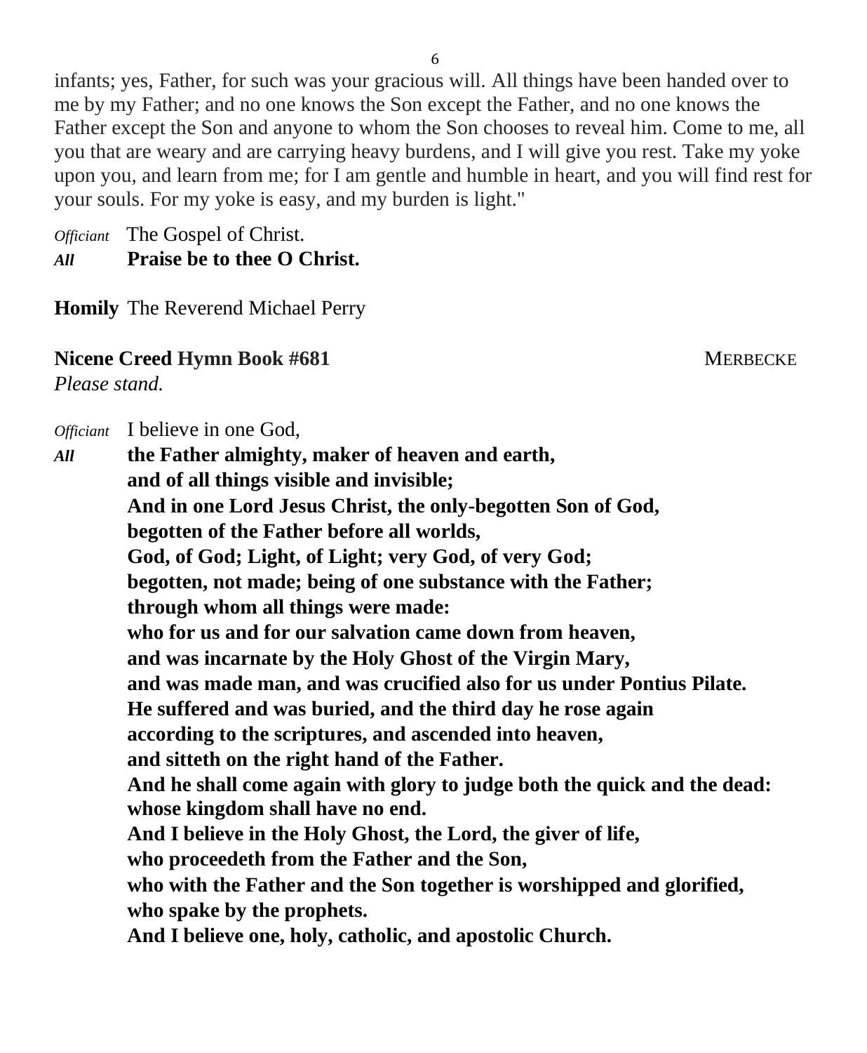infants; yes, Father, for such was your gracious will. All things have been handed over to me by my Father; and no one knows the Son except the Father, and no one knows the Father except the Son and anyone to whom the Son chooses to reveal him. Come to me, all you that are weary and are carrying heavy burdens, and I will give you rest. Take my yoke upon you, and learn from me; for I am gentle and humble in heart, and you will find rest for your souls. For my yoke is easy, and my burden is light."

*Officiant* The Gospel of Christ.
***All*** **Praise be to thee O Christ.**

**Homily** The Reverend Michael Perry

**Nicene Creed Hymn Book #681** MERBECKE
*Please stand.*

*Officiant* I believe in one God,
***All*** **the Father almighty, maker of heaven and earth,**
**and of all things visible and invisible;**
**And in one Lord Jesus Christ, the only-begotten Son of God,**
**begotten of the Father before all worlds,**
**God, of God; Light, of Light; very God, of very God;**
**begotten, not made; being of one substance with the Father;**
**through whom all things were made:**
**who for us and for our salvation came down from heaven,**
**and was incarnate by the Holy Ghost of the Virgin Mary,**
**and was made man, and was crucified also for us under Pontius Pilate.**
**He suffered and was buried, and the third day he rose again**
**according to the scriptures, and ascended into heaven,**
**and sitteth on the right hand of the Father.**
**And he shall come again with glory to judge both the quick and the dead:**
**whose kingdom shall have no end.**
**And I believe in the Holy Ghost, the Lord, the giver of life,**
**who proceedeth from the Father and the Son,**
**who with the Father and the Son together is worshipped and glorified,**
**who spake by the prophets.**
**And I believe one, holy, catholic, and apostolic Church.**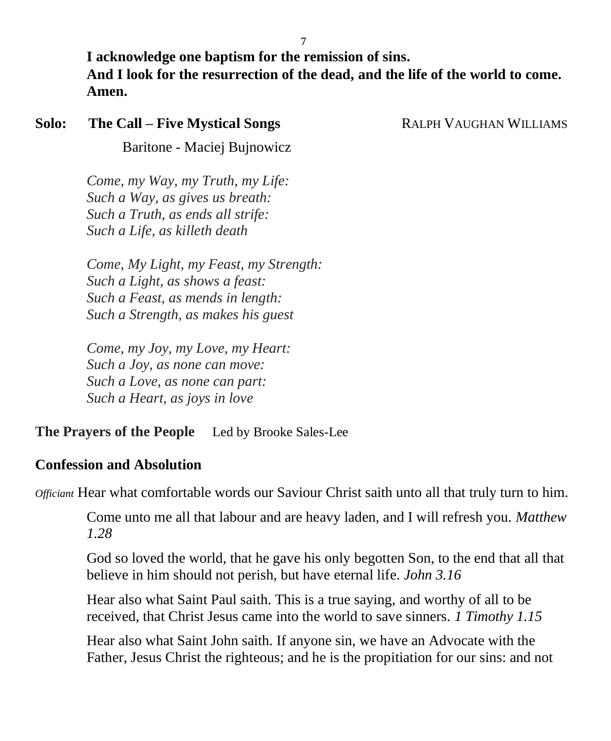**I acknowledge one baptism for the remission of sins.**
**And I look for the resurrection of the dead, and the life of the world to come. Amen.**

**Solo: The Call – Five Mystical Songs** RALPH VAUGHAN WILLIAMS

Baritone - Maciej Bujnowicz

*Come, my Way, my Truth, my Life:*
*Such a Way, as gives us breath:*
*Such a Truth, as ends all strife:*
*Such a Life, as killeth death*

*Come, My Light, my Feast, my Strength:*
*Such a Light, as shows a feast:*
*Such a Feast, as mends in length:*
*Such a Strength, as makes his guest*

*Come, my Joy, my Love, my Heart:*
*Such a Joy, as none can move:*
*Such a Love, as none can part:*
*Such a Heart, as joys in love*

**The Prayers of the People** Led by Brooke Sales-Lee

**Confession and Absolution**

*Officiant* Hear what comfortable words our Saviour Christ saith unto all that truly turn to him.

Come unto me all that labour and are heavy laden, and I will refresh you. *Matthew 1.28*

God so loved the world, that he gave his only begotten Son, to the end that all that believe in him should not perish, but have eternal life. *John 3.16*

Hear also what Saint Paul saith. This is a true saying, and worthy of all to be received, that Christ Jesus came into the world to save sinners. *1 Timothy 1.15*

Hear also what Saint John saith. If anyone sin, we have an Advocate with the Father, Jesus Christ the righteous; and he is the propitiation for our sins: and not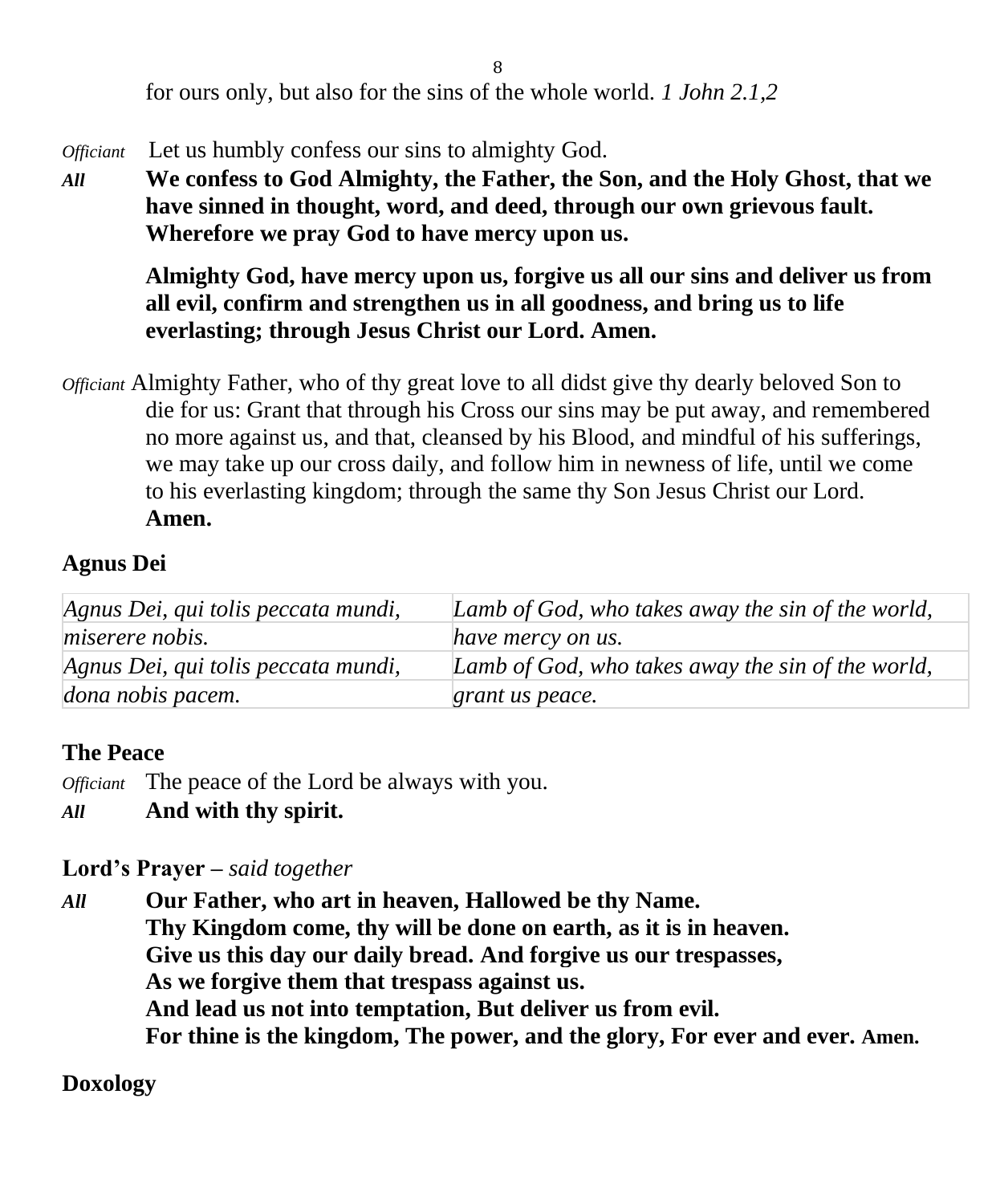for ours only, but also for the sins of the whole world. *1 John 2.1,2*

*Officiant* Let us humbly confess our sins to almighty God.

*All* **We confess to God Almighty, the Father, the Son, and the Holy Ghost, that we have sinned in thought, word, and deed, through our own grievous fault. Wherefore we pray God to have mercy upon us.**

**Almighty God, have mercy upon us, forgive us all our sins and deliver us from all evil, confirm and strengthen us in all goodness, and bring us to life everlasting; through Jesus Christ our Lord. Amen.**

*Officiant* Almighty Father, who of thy great love to all didst give thy dearly beloved Son to die for us: Grant that through his Cross our sins may be put away, and remembered no more against us, and that, cleansed by his Blood, and mindful of his sufferings, we may take up our cross daily, and follow him in newness of life, until we come to his everlasting kingdom; through the same thy Son Jesus Christ our Lord. **Amen.**

## Agnus Dei

| | |
|---|---|
| *Agnus Dei, qui tolis peccata mundi,* | *Lamb of God, who takes away the sin of the world,* |
| *miserere nobis.* | *have mercy on us.* |
| *Agnus Dei, qui tolis peccata mundi,* | *Lamb of God, who takes away the sin of the world,* |
| *dona nobis pacem.* | *grant us peace.* |

## The Peace

*Officiant* The peace of the Lord be always with you.

*All* **And with thy spirit.**

## Lord's Prayer – *said together*

*All* **Our Father, who art in heaven, Hallowed be thy Name.
Thy Kingdom come, thy will be done on earth, as it is in heaven.
Give us this day our daily bread. And forgive us our trespasses,
As we forgive them that trespass against us.
And lead us not into temptation, But deliver us from evil.
For thine is the kingdom, The power, and the glory, For ever and ever. Amen.**

## Doxology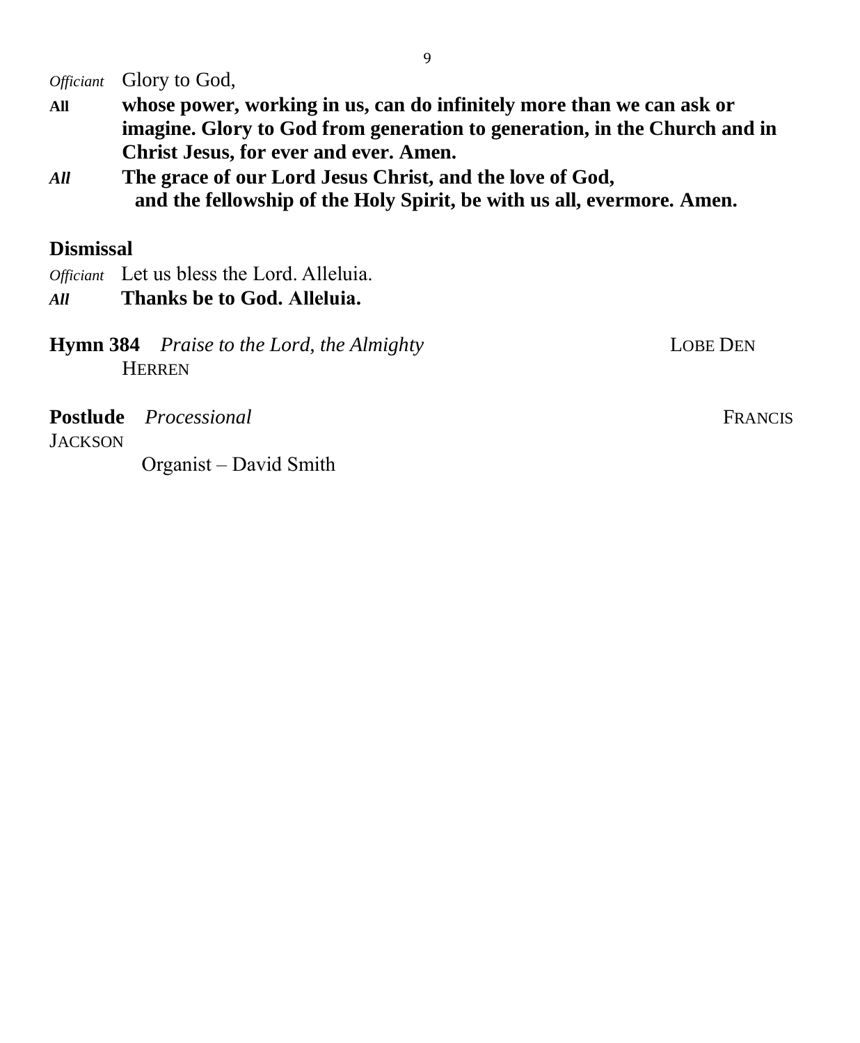*Officiant* Glory to God,

**All** **whose power, working in us, can do infinitely more than we can ask or imagine. Glory to God from generation to generation, in the Church and in Christ Jesus, for ever and ever. Amen.**

***All*** **The grace of our Lord Jesus Christ, and the love of God, and the fellowship of the Holy Spirit, be with us all, evermore. Amen.**

**Dismissal**

*Officiant* Let us bless the Lord. Alleluia.

***All*** **Thanks be to God. Alleluia.**

**Hymn 384** *Praise to the Lord, the Almighty* LOBE DEN HERREN

**Postlude** *Processional* FRANCIS JACKSON

Organist – David Smith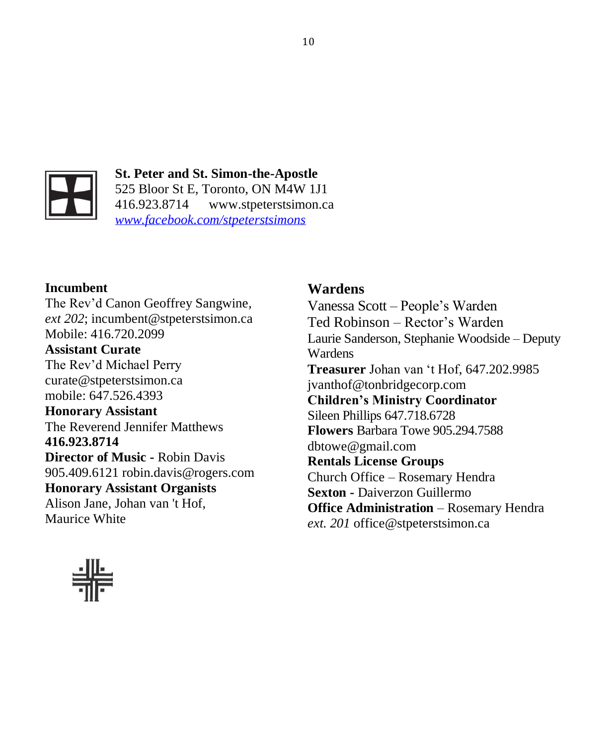**St. Peter and St. Simon-the-Apostle**
525 Bloor St E, Toronto, ON M4W 1J1
416.923.8714 www.stpeterstsimon.ca
*www.facebook.com/stpeterstsimons*

**Incumbent**
The Rev'd Canon Geoffrey Sangwine, *ext 202*; incumbent@stpeterstsimon.ca
Mobile: 416.720.2099

**Assistant Curate**
The Rev'd Michael Perry
curate@stpeterstsimon.ca
mobile: 647.526.4393

**Honorary Assistant**
The Reverend Jennifer Matthews
**416.923.8714**

**Director of Music -** Robin Davis
905.409.6121 robin.davis@rogers.com

**Honorary Assistant Organists**
Alison Jane, Johan van 't Hof, Maurice White

**Wardens**
Vanessa Scott – People's Warden
Ted Robinson – Rector's Warden
Laurie Sanderson, Stephanie Woodside – Deputy Wardens

**Treasurer** Johan van 't Hof, 647.202.9985
jvanthof@tonbridgecorp.com

**Children's Ministry Coordinator**
Sileen Phillips 647.718.6728

**Flowers** Barbara Towe 905.294.7588
dbtowe@gmail.com

**Rentals License Groups**
Church Office – Rosemary Hendra

**Sexton -** Daiverzon Guillermo

**Office Administration** – Rosemary Hendra
*ext. 201* office@stpeterstsimon.ca